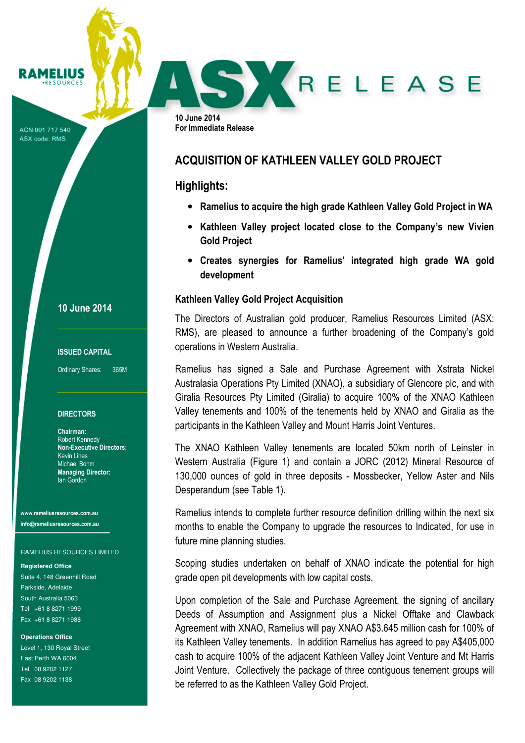RAMELIUS RESOURCES

ACN 001 717 540
ASX code: RMS

ASX RELEASE

10 June 2014
For Immediate Release

# ACQUISITION OF KATHLEEN VALLEY GOLD PROJECT

## Highlights:

- **Ramelius to acquire the high grade Kathleen Valley Gold Project in WA**
- **Kathleen Valley project located close to the Company's new Vivien Gold Project**
- **Creates synergies for Ramelius' integrated high grade WA gold development**

### Kathleen Valley Gold Project Acquisition

The Directors of Australian gold producer, Ramelius Resources Limited (ASX: RMS), are pleased to announce a further broadening of the Company's gold operations in Western Australia.

Ramelius has signed a Sale and Purchase Agreement with Xstrata Nickel Australasia Operations Pty Limited (XNAO), a subsidiary of Glencore plc, and with Giralia Resources Pty Limited (Giralia) to acquire 100% of the XNAO Kathleen Valley tenements and 100% of the tenements held by XNAO and Giralia as the participants in the Kathleen Valley and Mount Harris Joint Ventures.

The XNAO Kathleen Valley tenements are located 50km north of Leinster in Western Australia (Figure 1) and contain a JORC (2012) Mineral Resource of 130,000 ounces of gold in three deposits - Mossbecker, Yellow Aster and Nils Desperandum (see Table 1).

Ramelius intends to complete further resource definition drilling within the next six months to enable the Company to upgrade the resources to Indicated, for use in future mine planning studies.

Scoping studies undertaken on behalf of XNAO indicate the potential for high grade open pit developments with low capital costs.

Upon completion of the Sale and Purchase Agreement, the signing of ancillary Deeds of Assumption and Assignment plus a Nickel Offtake and Clawback Agreement with XNAO, Ramelius will pay XNAO A$3.645 million cash for 100% of its Kathleen Valley tenements. In addition Ramelius has agreed to pay A$405,000 cash to acquire 100% of the adjacent Kathleen Valley Joint Venture and Mt Harris Joint Venture. Collectively the package of three contiguous tenement groups will be referred to as the Kathleen Valley Gold Project.

**10 June 2014**

**ISSUED CAPITAL**

Ordinary Shares: 365M

**DIRECTORS**

**Chairman:**
Robert Kennedy
**Non-Executive Directors:**
Kevin Lines
Michael Bohm
**Managing Director:**
Ian Gordon

www.rameliusresources.com.au
info@rameliusresources.com.au

RAMELIUS RESOURCES LIMITED

**Registered Office**
Suite 4, 148 Greenhill Road
Parkside, Adelaide
South Australia 5063
Tel +61 8 8271 1999
Fax +61 8 8271 1988

**Operations Office**
Level 1, 130 Royal Street
East Perth WA 6004
Tel 08 9202 1127
Fax 08 9202 1138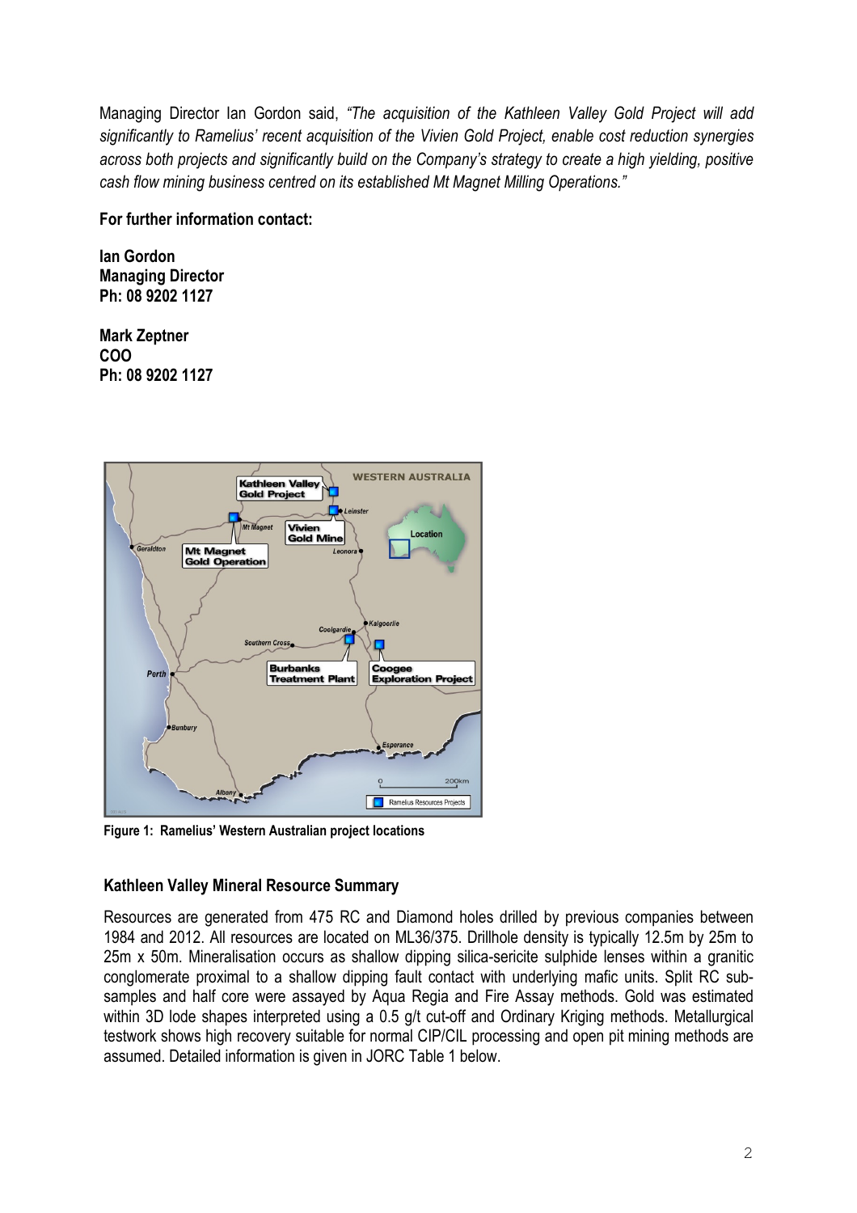Managing Director Ian Gordon said, *"The acquisition of the Kathleen Valley Gold Project will add significantly to Ramelius' recent acquisition of the Vivien Gold Project, enable cost reduction synergies across both projects and significantly build on the Company's strategy to create a high yielding, positive cash flow mining business centred on its established Mt Magnet Milling Operations."*

**For further information contact:**

**Ian Gordon**
**Managing Director**
**Ph: 08 9202 1127**

**Mark Zeptner**
**COO**
**Ph: 08 9202 1127**

**Figure 1: Ramelius' Western Australian project locations**

## Kathleen Valley Mineral Resource Summary

Resources are generated from 475 RC and Diamond holes drilled by previous companies between 1984 and 2012. All resources are located on ML36/375. Drillhole density is typically 12.5m by 25m to 25m x 50m. Mineralisation occurs as shallow dipping silica-sericite sulphide lenses within a granitic conglomerate proximal to a shallow dipping fault contact with underlying mafic units. Split RC sub-samples and half core were assayed by Aqua Regia and Fire Assay methods. Gold was estimated within 3D lode shapes interpreted using a 0.5 g/t cut-off and Ordinary Kriging methods. Metallurgical testwork shows high recovery suitable for normal CIP/CIL processing and open pit mining methods are assumed. Detailed information is given in JORC Table 1 below.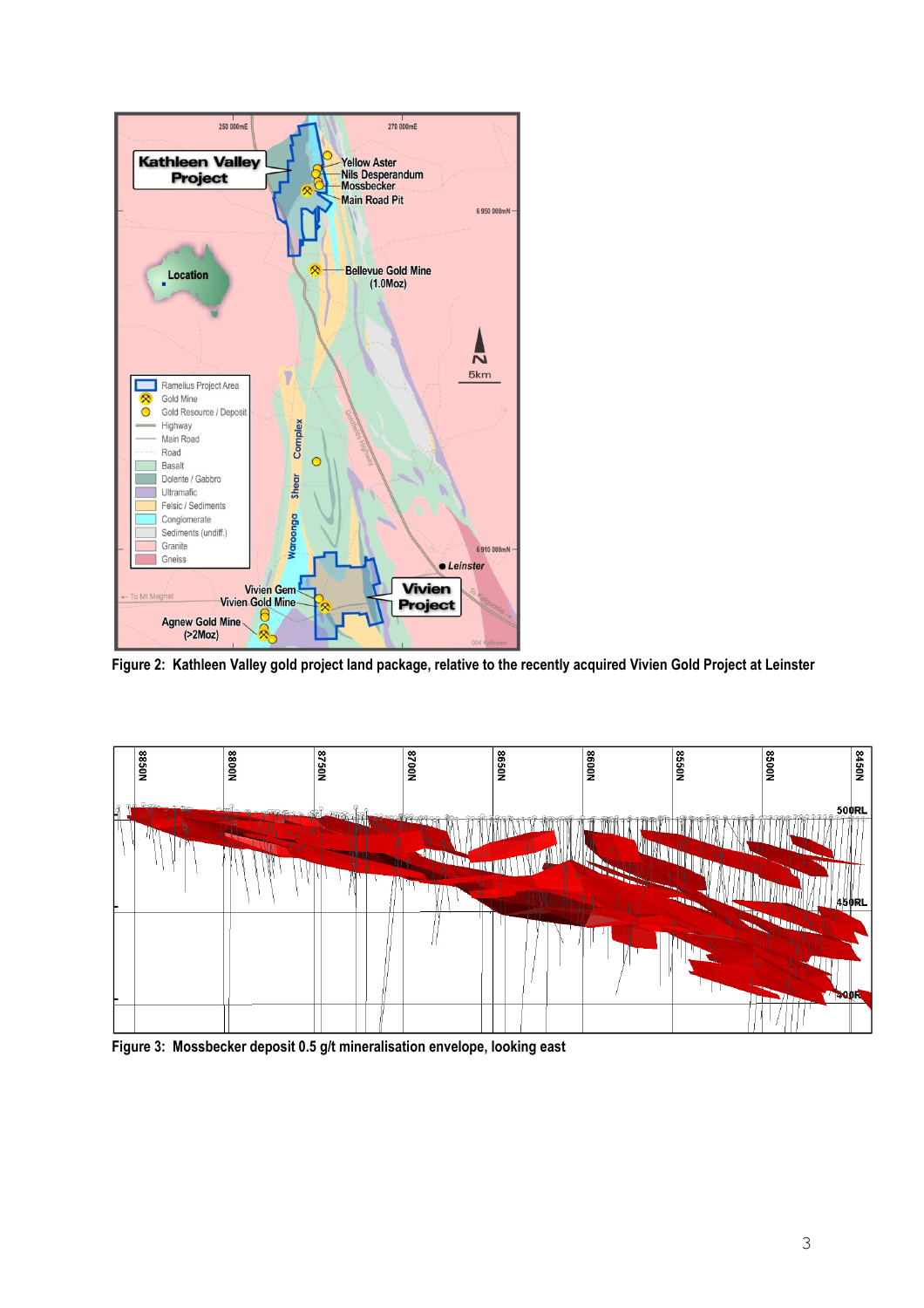**Figure 2: Kathleen Valley gold project land package, relative to the recently acquired Vivien Gold Project at Leinster**

**Figure 3: Mossbecker deposit 0.5 g/t mineralisation envelope, looking east**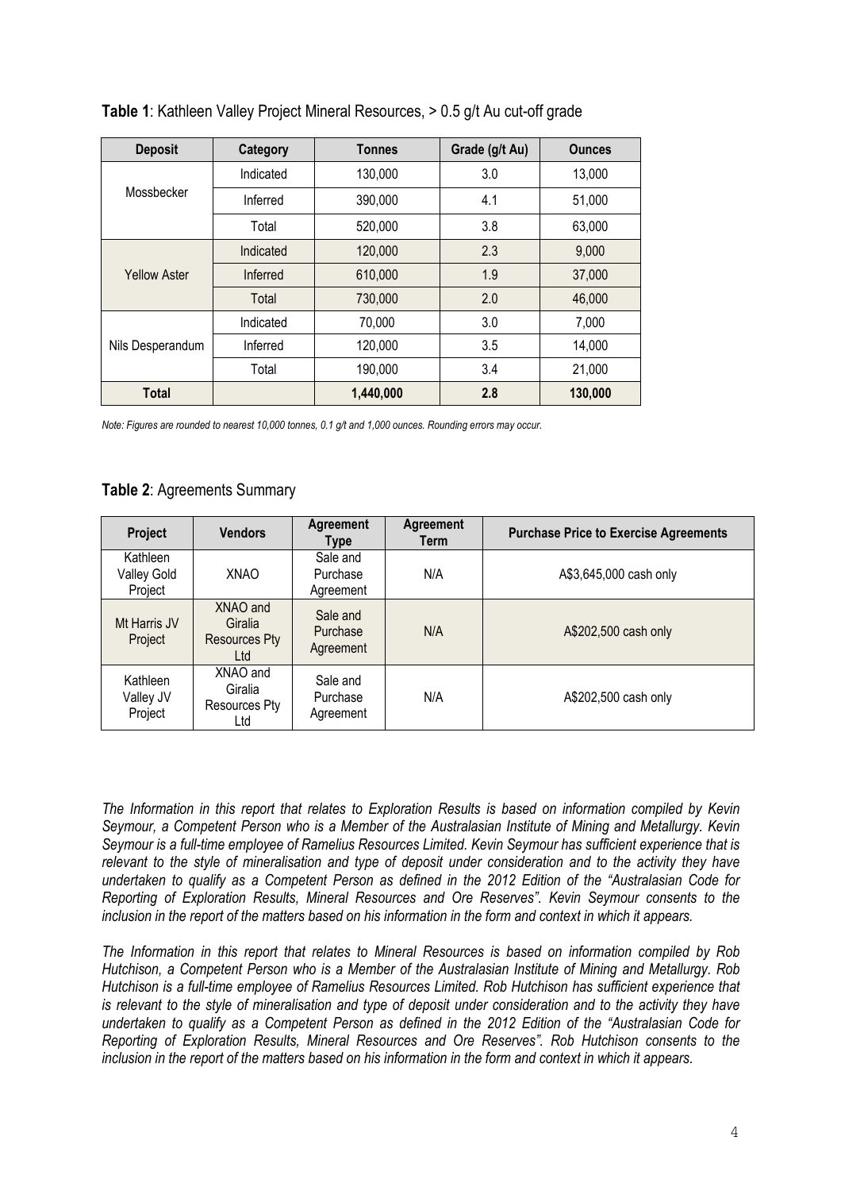**Table 1**: Kathleen Valley Project Mineral Resources, > 0.5 g/t Au cut-off grade

| Deposit | Category | Tonnes | Grade (g/t Au) | Ounces |
|---|---|---|---|---|
| Mossbecker | Indicated | 130,000 | 3.0 | 13,000 |
| | Inferred | 390,000 | 4.1 | 51,000 |
| | Total | 520,000 | 3.8 | 63,000 |
| Yellow Aster | Indicated | 120,000 | 2.3 | 9,000 |
| | Inferred | 610,000 | 1.9 | 37,000 |
| | Total | 730,000 | 2.0 | 46,000 |
| Nils Desperandum | Indicated | 70,000 | 3.0 | 7,000 |
| | Inferred | 120,000 | 3.5 | 14,000 |
| | Total | 190,000 | 3.4 | 21,000 |
| **Total** | | **1,440,000** | **2.8** | **130,000** |

*Note: Figures are rounded to nearest 10,000 tonnes, 0.1 g/t and 1,000 ounces. Rounding errors may occur.*

**Table 2**: Agreements Summary

| Project | Vendors | Agreement Type | Agreement Term | Purchase Price to Exercise Agreements |
|---|---|---|---|---|
| Kathleen Valley Gold Project | XNAO | Sale and Purchase Agreement | N/A | A$3,645,000 cash only |
| Mt Harris JV Project | XNAO and Giralia Resources Pty Ltd | Sale and Purchase Agreement | N/A | A$202,500 cash only |
| Kathleen Valley JV Project | XNAO and Giralia Resources Pty Ltd | Sale and Purchase Agreement | N/A | A$202,500 cash only |

*The Information in this report that relates to Exploration Results is based on information compiled by Kevin Seymour, a Competent Person who is a Member of the Australasian Institute of Mining and Metallurgy. Kevin Seymour is a full-time employee of Ramelius Resources Limited. Kevin Seymour has sufficient experience that is relevant to the style of mineralisation and type of deposit under consideration and to the activity they have undertaken to qualify as a Competent Person as defined in the 2012 Edition of the "Australasian Code for Reporting of Exploration Results, Mineral Resources and Ore Reserves". Kevin Seymour consents to the inclusion in the report of the matters based on his information in the form and context in which it appears.*

*The Information in this report that relates to Mineral Resources is based on information compiled by Rob Hutchison, a Competent Person who is a Member of the Australasian Institute of Mining and Metallurgy. Rob Hutchison is a full-time employee of Ramelius Resources Limited. Rob Hutchison has sufficient experience that is relevant to the style of mineralisation and type of deposit under consideration and to the activity they have undertaken to qualify as a Competent Person as defined in the 2012 Edition of the "Australasian Code for Reporting of Exploration Results, Mineral Resources and Ore Reserves". Rob Hutchison consents to the inclusion in the report of the matters based on his information in the form and context in which it appears.*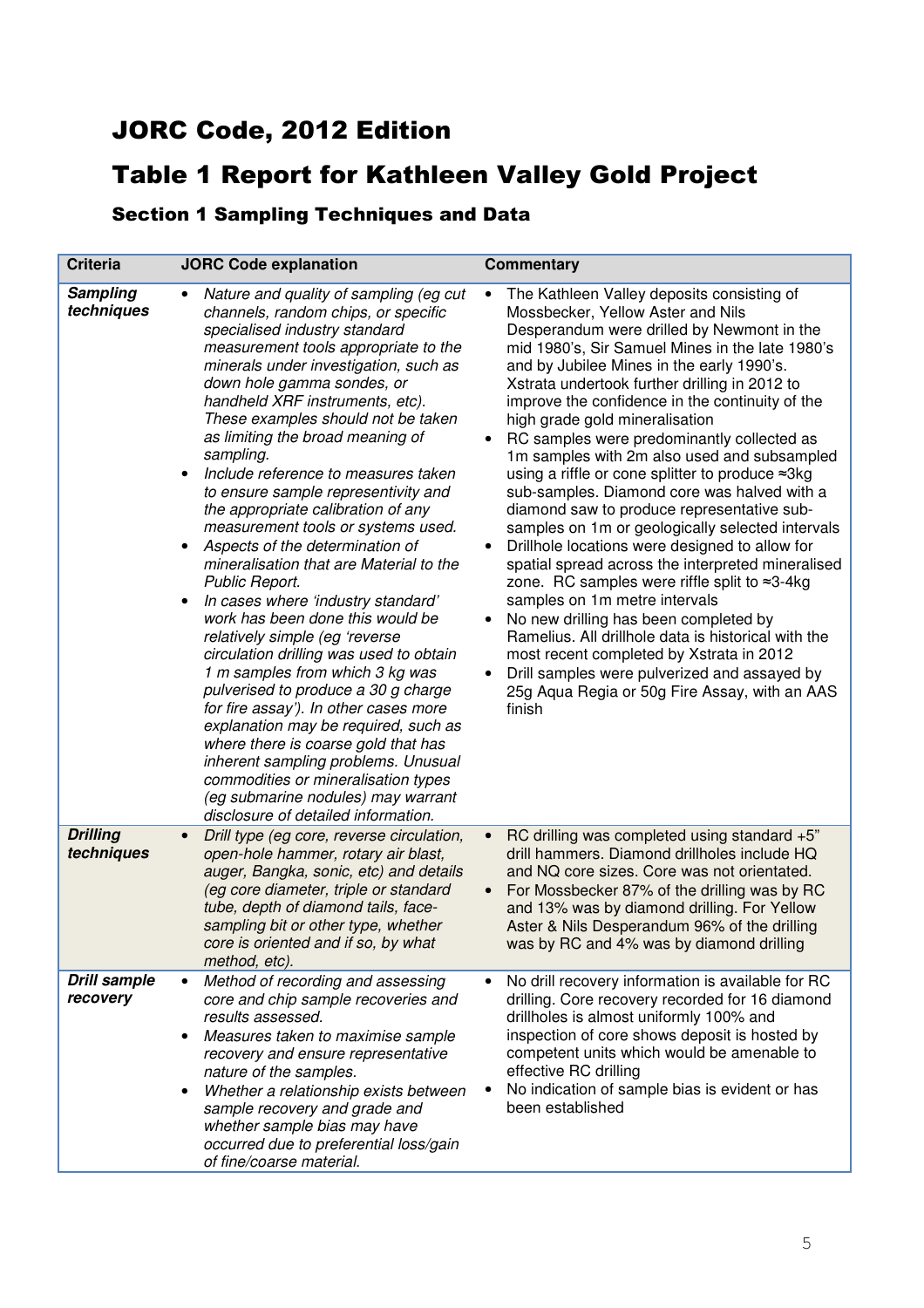# JORC Code, 2012 Edition

# Table 1 Report for Kathleen Valley Gold Project

## Section 1 Sampling Techniques and Data

| Criteria | JORC Code explanation | Commentary |
|---|---|---|
| ***Sampling techniques*** | • *Nature and quality of sampling (eg cut channels, random chips, or specific specialised industry standard measurement tools appropriate to the minerals under investigation, such as down hole gamma sondes, or handheld XRF instruments, etc). These examples should not be taken as limiting the broad meaning of sampling.*<br>• *Include reference to measures taken to ensure sample representivity and the appropriate calibration of any measurement tools or systems used.*<br>• *Aspects of the determination of mineralisation that are Material to the Public Report.*<br>• *In cases where 'industry standard' work has been done this would be relatively simple (eg 'reverse circulation drilling was used to obtain 1 m samples from which 3 kg was pulverised to produce a 30 g charge for fire assay'). In other cases more explanation may be required, such as where there is coarse gold that has inherent sampling problems. Unusual commodities or mineralisation types (eg submarine nodules) may warrant disclosure of detailed information.* | • The Kathleen Valley deposits consisting of Mossbecker, Yellow Aster and Nils Desperandum were drilled by Newmont in the mid 1980's, Sir Samuel Mines in the late 1980's and by Jubilee Mines in the early 1990's. Xstrata undertook further drilling in 2012 to improve the confidence in the continuity of the high grade gold mineralisation<br>• RC samples were predominantly collected as 1m samples with 2m also used and subsampled using a riffle or cone splitter to produce ≈3kg sub-samples. Diamond core was halved with a diamond saw to produce representative sub-samples on 1m or geologically selected intervals<br>• Drillhole locations were designed to allow for spatial spread across the interpreted mineralised zone. RC samples were riffle split to ≈3-4kg samples on 1m metre intervals<br>• No new drilling has been completed by Ramelius. All drillhole data is historical with the most recent completed by Xstrata in 2012<br>• Drill samples were pulverized and assayed by 25g Aqua Regia or 50g Fire Assay, with an AAS finish |
| ***Drilling techniques*** | • *Drill type (eg core, reverse circulation, open-hole hammer, rotary air blast, auger, Bangka, sonic, etc) and details (eg core diameter, triple or standard tube, depth of diamond tails, face-sampling bit or other type, whether core is oriented and if so, by what method, etc).* | • RC drilling was completed using standard +5" drill hammers. Diamond drillholes include HQ and NQ core sizes. Core was not orientated.<br>• For Mossbecker 87% of the drilling was by RC and 13% was by diamond drilling. For Yellow Aster & Nils Desperandum 96% of the drilling was by RC and 4% was by diamond drilling |
| ***Drill sample recovery*** | • *Method of recording and assessing core and chip sample recoveries and results assessed.*<br>• *Measures taken to maximise sample recovery and ensure representative nature of the samples.*<br>• *Whether a relationship exists between sample recovery and grade and whether sample bias may have occurred due to preferential loss/gain of fine/coarse material.* | • No drill recovery information is available for RC drilling. Core recovery recorded for 16 diamond drillholes is almost uniformly 100% and inspection of core shows deposit is hosted by competent units which would be amenable to effective RC drilling<br>• No indication of sample bias is evident or has been established |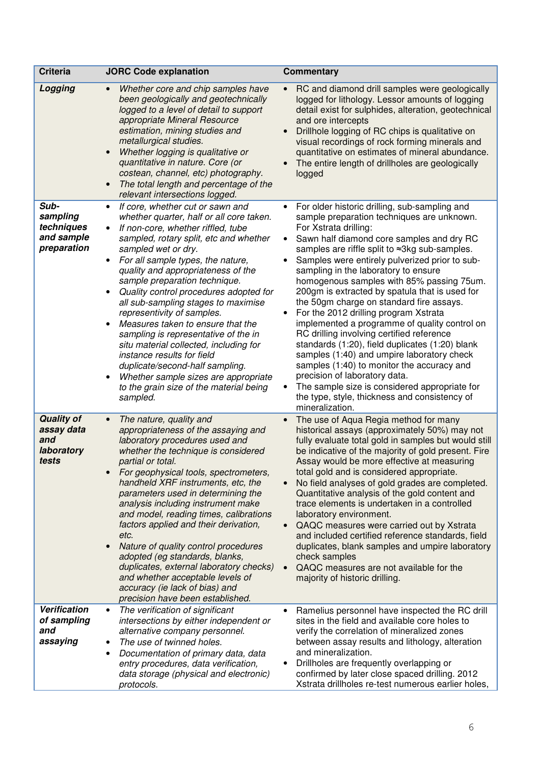| Criteria | JORC Code explanation | Commentary |
|---|---|---|
| ***Logging*** | • *Whether core and chip samples have been geologically and geotechnically logged to a level of detail to support appropriate Mineral Resource estimation, mining studies and metallurgical studies.*<br>• *Whether logging is qualitative or quantitative in nature. Core (or costean, channel, etc) photography.*<br>• *The total length and percentage of the relevant intersections logged.* | • RC and diamond drill samples were geologically logged for lithology. Lessor amounts of logging detail exist for sulphides, alteration, geotechnical and ore intercepts<br>• Drillhole logging of RC chips is qualitative on visual recordings of rock forming minerals and quantitative on estimates of mineral abundance.<br>• The entire length of drillholes are geologically logged |
| ***Sub-sampling techniques and sample preparation*** | • *If core, whether cut or sawn and whether quarter, half or all core taken.*<br>• *If non-core, whether riffled, tube sampled, rotary split, etc and whether sampled wet or dry.*<br>• *For all sample types, the nature, quality and appropriateness of the sample preparation technique.*<br>• *Quality control procedures adopted for all sub-sampling stages to maximise representivity of samples.*<br>• *Measures taken to ensure that the sampling is representative of the in situ material collected, including for instance results for field duplicate/second-half sampling.*<br>• *Whether sample sizes are appropriate to the grain size of the material being sampled.* | • For older historic drilling, sub-sampling and sample preparation techniques are unknown. For Xstrata drilling:<br>• Sawn half diamond core samples and dry RC samples are riffle split to ≈3kg sub-samples.<br>• Samples were entirely pulverized prior to sub-sampling in the laboratory to ensure homogenous samples with 85% passing 75um. 200gm is extracted by spatula that is used for the 50gm charge on standard fire assays.<br>• For the 2012 drilling program Xstrata implemented a programme of quality control on RC drilling involving certified reference standards (1:20), field duplicates (1:20) blank samples (1:40) and umpire laboratory check samples (1:40) to monitor the accuracy and precision of laboratory data.<br>• The sample size is considered appropriate for the type, style, thickness and consistency of mineralization. |
| ***Quality of assay data and laboratory tests*** | • *The nature, quality and appropriateness of the assaying and laboratory procedures used and whether the technique is considered partial or total.*<br>• *For geophysical tools, spectrometers, handheld XRF instruments, etc, the parameters used in determining the analysis including instrument make and model, reading times, calibrations factors applied and their derivation, etc.*<br>• *Nature of quality control procedures adopted (eg standards, blanks, duplicates, external laboratory checks) and whether acceptable levels of accuracy (ie lack of bias) and precision have been established.* | • The use of Aqua Regia method for many historical assays (approximately 50%) may not fully evaluate total gold in samples but would still be indicative of the majority of gold present. Fire Assay would be more effective at measuring total gold and is considered appropriate.<br>• No field analyses of gold grades are completed. Quantitative analysis of the gold content and trace elements is undertaken in a controlled laboratory environment.<br>• QAQC measures were carried out by Xstrata and included certified reference standards, field duplicates, blank samples and umpire laboratory check samples<br>• QAQC measures are not available for the majority of historic drilling. |
| ***Verification of sampling and assaying*** | • *The verification of significant intersections by either independent or alternative company personnel.*<br>• *The use of twinned holes.*<br>• *Documentation of primary data, data entry procedures, data verification, data storage (physical and electronic) protocols.* | • Ramelius personnel have inspected the RC drill sites in the field and available core holes to verify the correlation of mineralized zones between assay results and lithology, alteration and mineralization.<br>• Drillholes are frequently overlapping or confirmed by later close spaced drilling. 2012 Xstrata drillholes re-test numerous earlier holes, |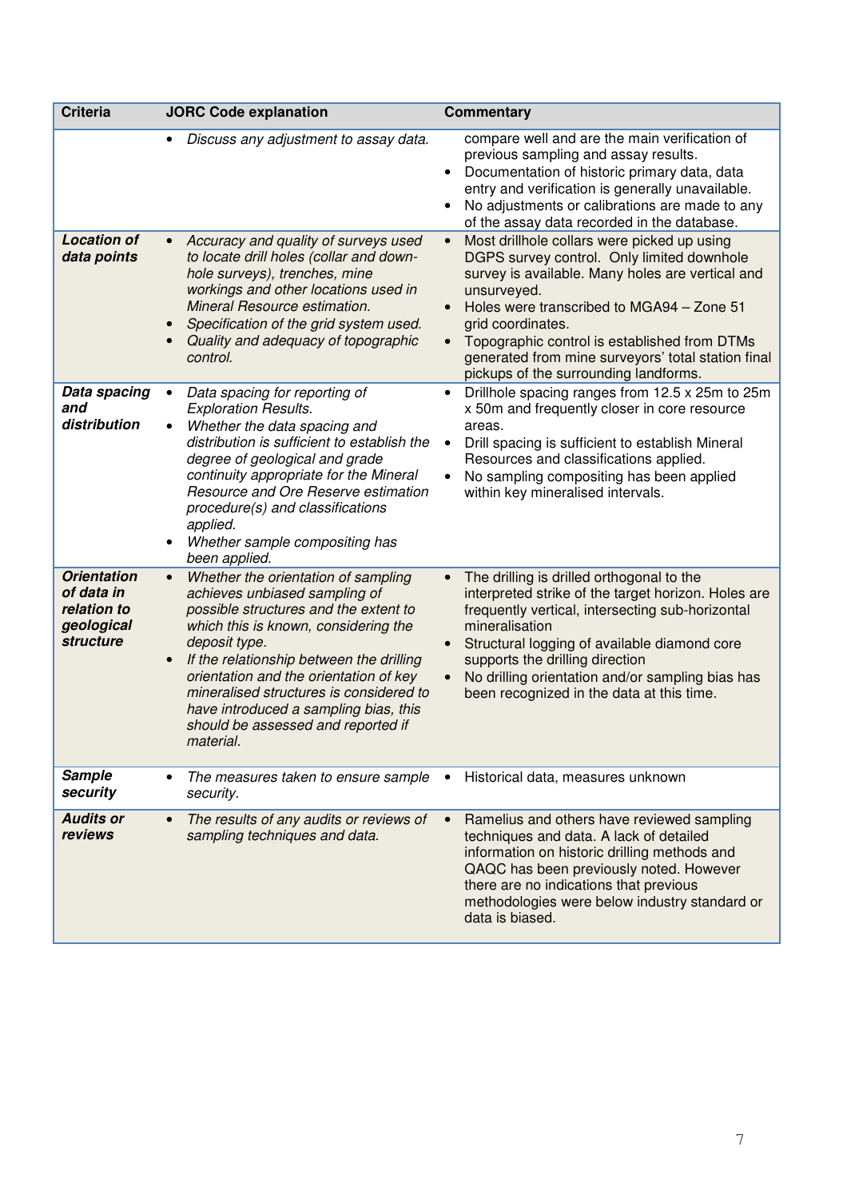| Criteria | JORC Code explanation | Commentary |
|---|---|---|
| | • *Discuss any adjustment to assay data.* | compare well and are the main verification of previous sampling and assay results.<br>• Documentation of historic primary data, data entry and verification is generally unavailable.<br>• No adjustments or calibrations are made to any of the assay data recorded in the database. |
| ***Location of data points*** | • *Accuracy and quality of surveys used to locate drill holes (collar and down-hole surveys), trenches, mine workings and other locations used in Mineral Resource estimation.*<br>• *Specification of the grid system used.*<br>• *Quality and adequacy of topographic control.* | • Most drillhole collars were picked up using DGPS survey control. Only limited downhole survey is available. Many holes are vertical and unsurveyed.<br>• Holes were transcribed to MGA94 – Zone 51 grid coordinates.<br>• Topographic control is established from DTMs generated from mine surveyors' total station final pickups of the surrounding landforms. |
| ***Data spacing and distribution*** | • *Data spacing for reporting of Exploration Results.*<br>• *Whether the data spacing and distribution is sufficient to establish the degree of geological and grade continuity appropriate for the Mineral Resource and Ore Reserve estimation procedure(s) and classifications applied.*<br>• *Whether sample compositing has been applied.* | • Drillhole spacing ranges from 12.5 x 25m to 25m x 50m and frequently closer in core resource areas.<br>• Drill spacing is sufficient to establish Mineral Resources and classifications applied.<br>• No sampling compositing has been applied within key mineralised intervals. |
| ***Orientation of data in relation to geological structure*** | • *Whether the orientation of sampling achieves unbiased sampling of possible structures and the extent to which this is known, considering the deposit type.*<br>• *If the relationship between the drilling orientation and the orientation of key mineralised structures is considered to have introduced a sampling bias, this should be assessed and reported if material.* | • The drilling is drilled orthogonal to the interpreted strike of the target horizon. Holes are frequently vertical, intersecting sub-horizontal mineralisation<br>• Structural logging of available diamond core supports the drilling direction<br>• No drilling orientation and/or sampling bias has been recognized in the data at this time. |
| ***Sample security*** | • *The measures taken to ensure sample security.* | • Historical data, measures unknown |
| ***Audits or reviews*** | • *The results of any audits or reviews of sampling techniques and data.* | • Ramelius and others have reviewed sampling techniques and data. A lack of detailed information on historic drilling methods and QAQC has been previously noted. However there are no indications that previous methodologies were below industry standard or data is biased. |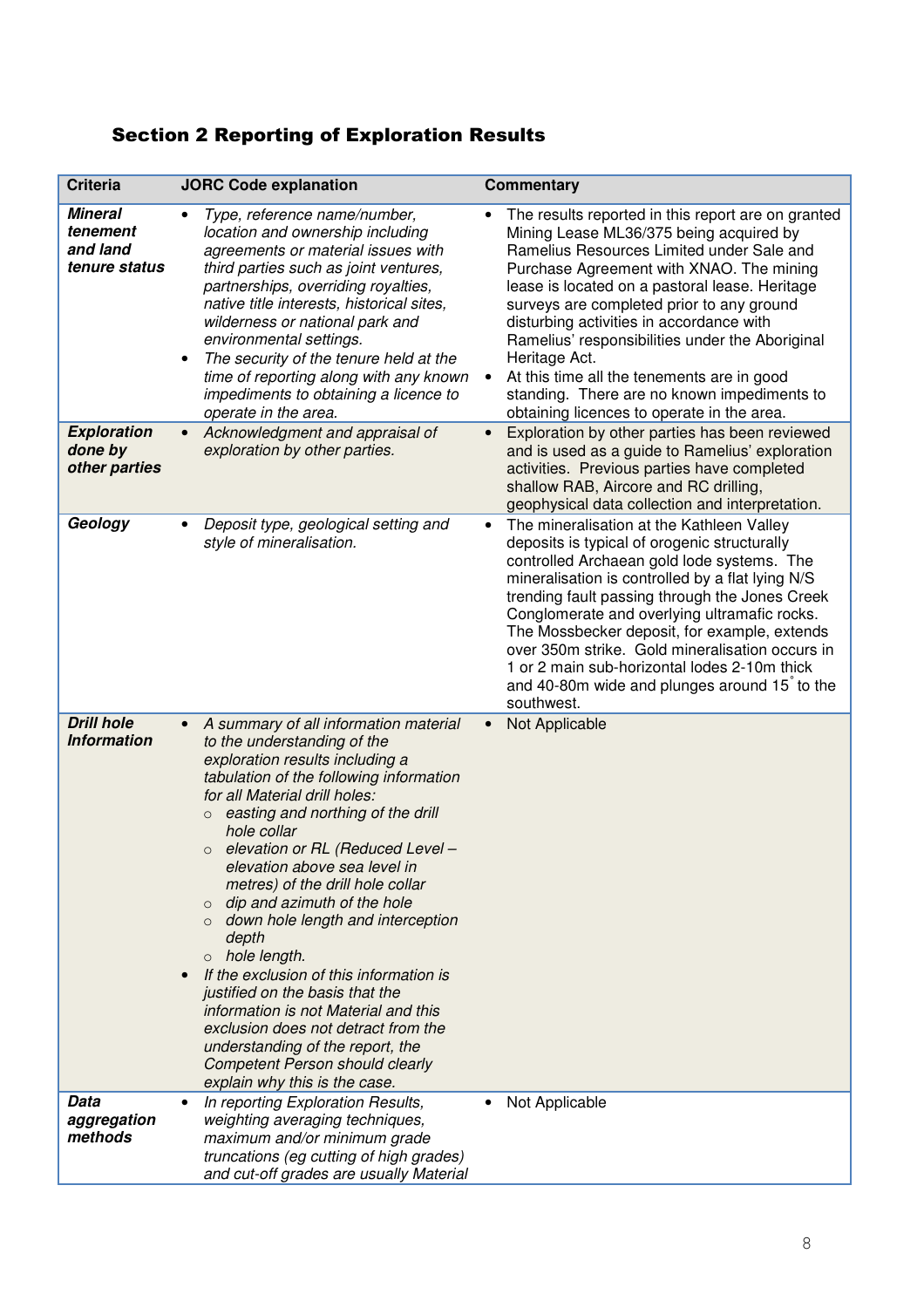## Section 2 Reporting of Exploration Results

| Criteria | JORC Code explanation | Commentary |
|---|---|---|
| ***Mineral tenement and land tenure status*** | • *Type, reference name/number, location and ownership including agreements or material issues with third parties such as joint ventures, partnerships, overriding royalties, native title interests, historical sites, wilderness or national park and environmental settings.*<br>• *The security of the tenure held at the time of reporting along with any known impediments to obtaining a licence to operate in the area.* | • The results reported in this report are on granted Mining Lease ML36/375 being acquired by Ramelius Resources Limited under Sale and Purchase Agreement with XNAO. The mining lease is located on a pastoral lease. Heritage surveys are completed prior to any ground disturbing activities in accordance with Ramelius' responsibilities under the Aboriginal Heritage Act.<br>• At this time all the tenements are in good standing. There are no known impediments to obtaining licences to operate in the area. |
| ***Exploration done by other parties*** | • *Acknowledgment and appraisal of exploration by other parties.* | • Exploration by other parties has been reviewed and is used as a guide to Ramelius' exploration activities. Previous parties have completed shallow RAB, Aircore and RC drilling, geophysical data collection and interpretation. |
| ***Geology*** | • *Deposit type, geological setting and style of mineralisation.* | • The mineralisation at the Kathleen Valley deposits is typical of orogenic structurally controlled Archaean gold lode systems. The mineralisation is controlled by a flat lying N/S trending fault passing through the Jones Creek Conglomerate and overlying ultramafic rocks. The Mossbecker deposit, for example, extends over 350m strike. Gold mineralisation occurs in 1 or 2 main sub-horizontal lodes 2-10m thick and 40-80m wide and plunges around 15° to the southwest. |
| ***Drill hole Information*** | • *A summary of all information material to the understanding of the exploration results including a tabulation of the following information for all Material drill holes:*<br>  ○ *easting and northing of the drill hole collar*<br>  ○ *elevation or RL (Reduced Level – elevation above sea level in metres) of the drill hole collar*<br>  ○ *dip and azimuth of the hole*<br>  ○ *down hole length and interception depth*<br>  ○ *hole length.*<br>• *If the exclusion of this information is justified on the basis that the information is not Material and this exclusion does not detract from the understanding of the report, the Competent Person should clearly explain why this is the case.* | • Not Applicable |
| ***Data aggregation methods*** | • *In reporting Exploration Results, weighting averaging techniques, maximum and/or minimum grade truncations (eg cutting of high grades) and cut-off grades are usually Material* | • Not Applicable |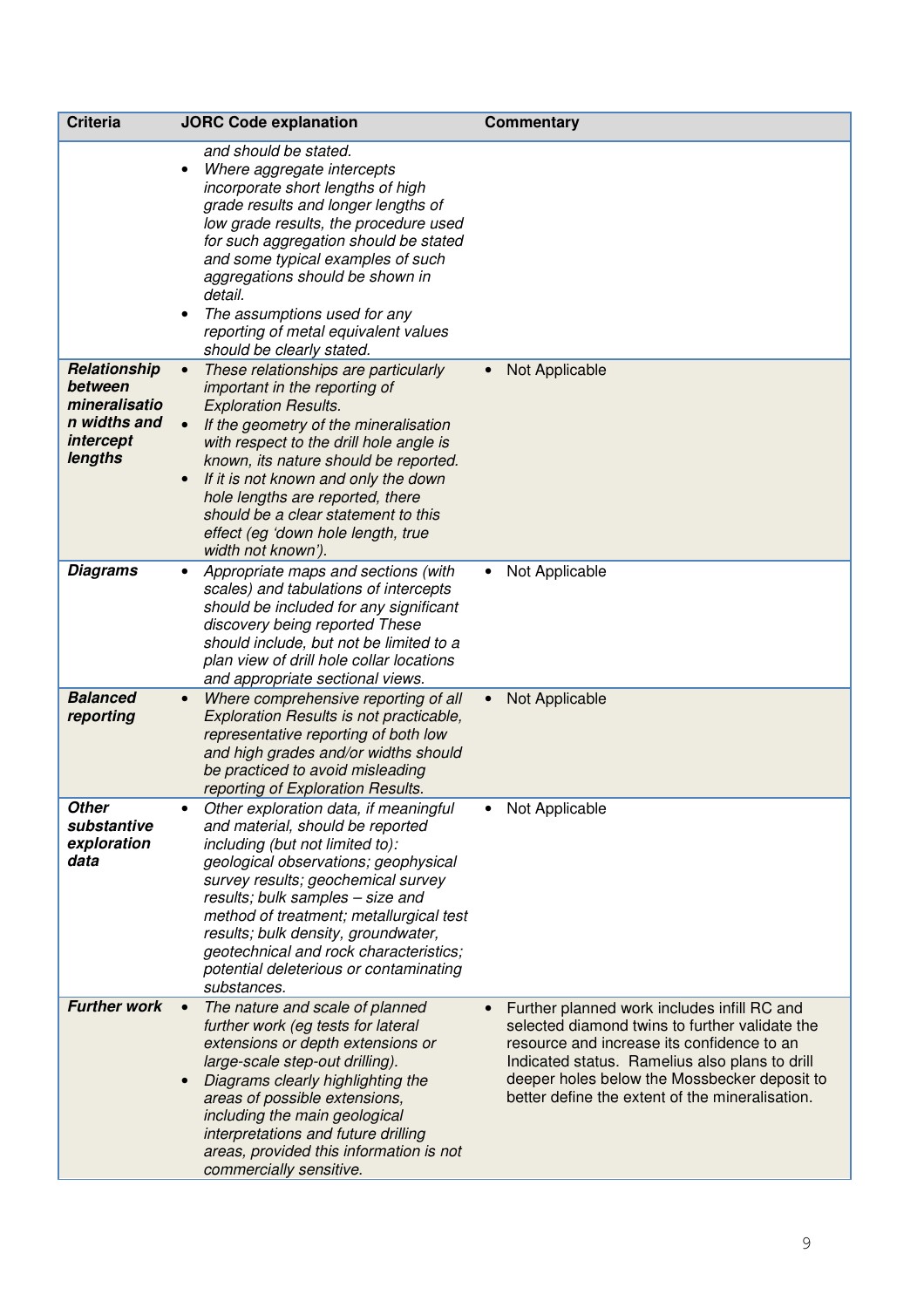| Criteria | JORC Code explanation | Commentary |
|---|---|---|
| | *and should be stated.*<br>• *Where aggregate intercepts incorporate short lengths of high grade results and longer lengths of low grade results, the procedure used for such aggregation should be stated and some typical examples of such aggregations should be shown in detail.*<br>• *The assumptions used for any reporting of metal equivalent values should be clearly stated.* | |
| ***Relationship between mineralisation widths and intercept lengths*** | • *These relationships are particularly important in the reporting of Exploration Results.*<br>• *If the geometry of the mineralisation with respect to the drill hole angle is known, its nature should be reported.*<br>• *If it is not known and only the down hole lengths are reported, there should be a clear statement to this effect (eg 'down hole length, true width not known').* | • Not Applicable |
| ***Diagrams*** | • *Appropriate maps and sections (with scales) and tabulations of intercepts should be included for any significant discovery being reported These should include, but not be limited to a plan view of drill hole collar locations and appropriate sectional views.* | • Not Applicable |
| ***Balanced reporting*** | • *Where comprehensive reporting of all Exploration Results is not practicable, representative reporting of both low and high grades and/or widths should be practiced to avoid misleading reporting of Exploration Results.* | • Not Applicable |
| ***Other substantive exploration data*** | • *Other exploration data, if meaningful and material, should be reported including (but not limited to): geological observations; geophysical survey results; geochemical survey results; bulk samples – size and method of treatment; metallurgical test results; bulk density, groundwater, geotechnical and rock characteristics; potential deleterious or contaminating substances.* | • Not Applicable |
| ***Further work*** | • *The nature and scale of planned further work (eg tests for lateral extensions or depth extensions or large-scale step-out drilling).*<br>• *Diagrams clearly highlighting the areas of possible extensions, including the main geological interpretations and future drilling areas, provided this information is not commercially sensitive.* | • Further planned work includes infill RC and selected diamond twins to further validate the resource and increase its confidence to an Indicated status. Ramelius also plans to drill deeper holes below the Mossbecker deposit to better define the extent of the mineralisation. |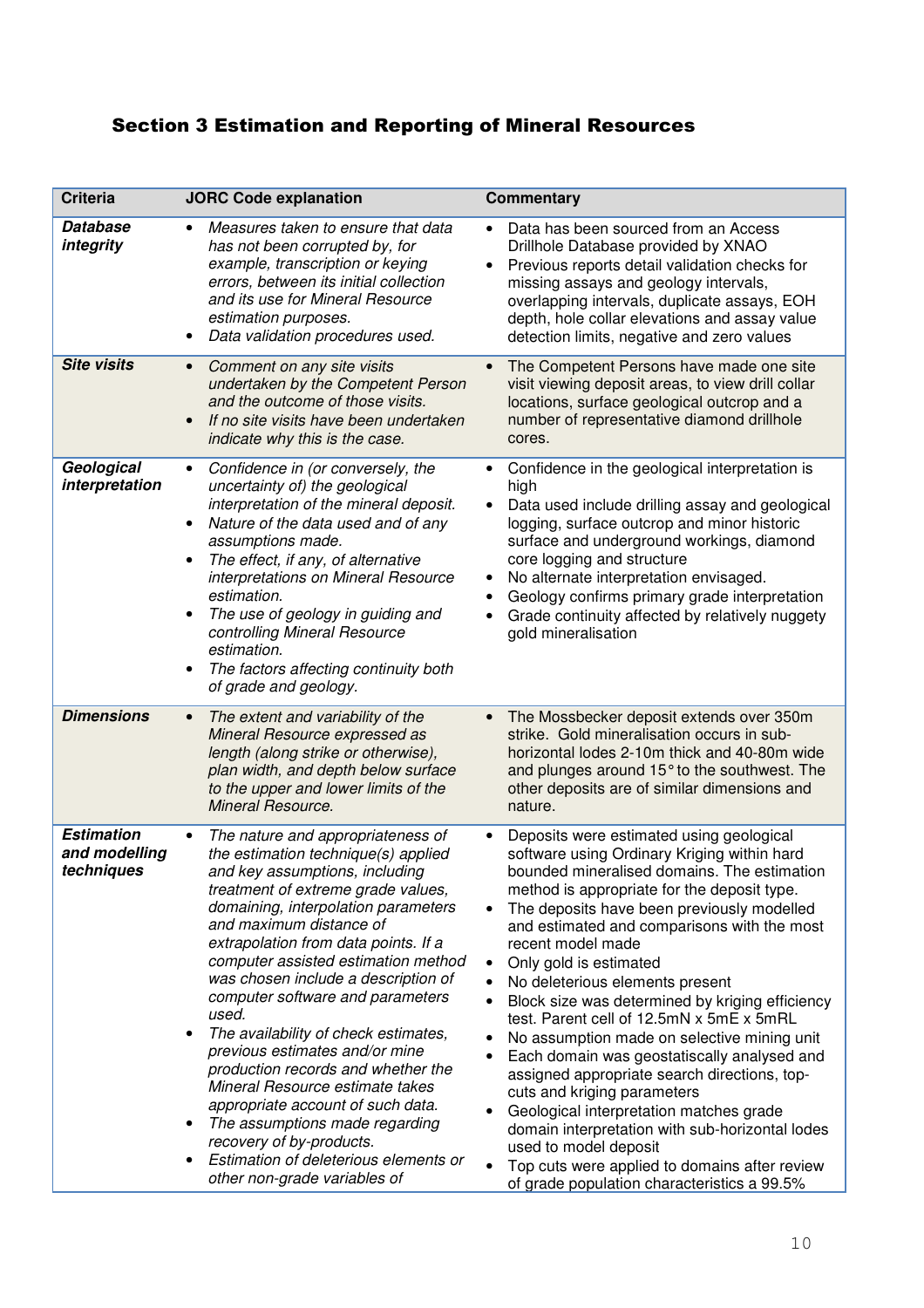## Section 3 Estimation and Reporting of Mineral Resources

| Criteria | JORC Code explanation | Commentary |
|---|---|---|
| ***Database integrity*** | • *Measures taken to ensure that data has not been corrupted by, for example, transcription or keying errors, between its initial collection and its use for Mineral Resource estimation purposes.*<br>• *Data validation procedures used.* | • Data has been sourced from an Access Drillhole Database provided by XNAO<br>• Previous reports detail validation checks for missing assays and geology intervals, overlapping intervals, duplicate assays, EOH depth, hole collar elevations and assay value detection limits, negative and zero values |
| ***Site visits*** | • *Comment on any site visits undertaken by the Competent Person and the outcome of those visits.*<br>• *If no site visits have been undertaken indicate why this is the case.* | • The Competent Persons have made one site visit viewing deposit areas, to view drill collar locations, surface geological outcrop and a number of representative diamond drillhole cores. |
| ***Geological interpretation*** | • *Confidence in (or conversely, the uncertainty of) the geological interpretation of the mineral deposit.*<br>• *Nature of the data used and of any assumptions made.*<br>• *The effect, if any, of alternative interpretations on Mineral Resource estimation.*<br>• *The use of geology in guiding and controlling Mineral Resource estimation.*<br>• *The factors affecting continuity both of grade and geology.* | • Confidence in the geological interpretation is high<br>• Data used include drilling assay and geological logging, surface outcrop and minor historic surface and underground workings, diamond core logging and structure<br>• No alternate interpretation envisaged.<br>• Geology confirms primary grade interpretation<br>• Grade continuity affected by relatively nuggety gold mineralisation |
| ***Dimensions*** | • *The extent and variability of the Mineral Resource expressed as length (along strike or otherwise), plan width, and depth below surface to the upper and lower limits of the Mineral Resource.* | • The Mossbecker deposit extends over 350m strike. Gold mineralisation occurs in sub-horizontal lodes 2-10m thick and 40-80m wide and plunges around 15° to the southwest. The other deposits are of similar dimensions and nature. |
| ***Estimation and modelling techniques*** | • *The nature and appropriateness of the estimation technique(s) applied and key assumptions, including treatment of extreme grade values, domaining, interpolation parameters and maximum distance of extrapolation from data points. If a computer assisted estimation method was chosen include a description of computer software and parameters used.*<br>• *The availability of check estimates, previous estimates and/or mine production records and whether the Mineral Resource estimate takes appropriate account of such data.*<br>• *The assumptions made regarding recovery of by-products.*<br>• *Estimation of deleterious elements or other non-grade variables of* | • Deposits were estimated using geological software using Ordinary Kriging within hard bounded mineralised domains. The estimation method is appropriate for the deposit type.<br>• The deposits have been previously modelled and estimated and comparisons with the most recent model made<br>• Only gold is estimated<br>• No deleterious elements present<br>• Block size was determined by kriging efficiency test. Parent cell of 12.5mN x 5mE x 5mRL<br>• No assumption made on selective mining unit<br>• Each domain was geostatiscally analysed and assigned appropriate search directions, top-cuts and kriging parameters<br>• Geological interpretation matches grade domain interpretation with sub-horizontal lodes used to model deposit<br>• Top cuts were applied to domains after review of grade population characteristics a 99.5% |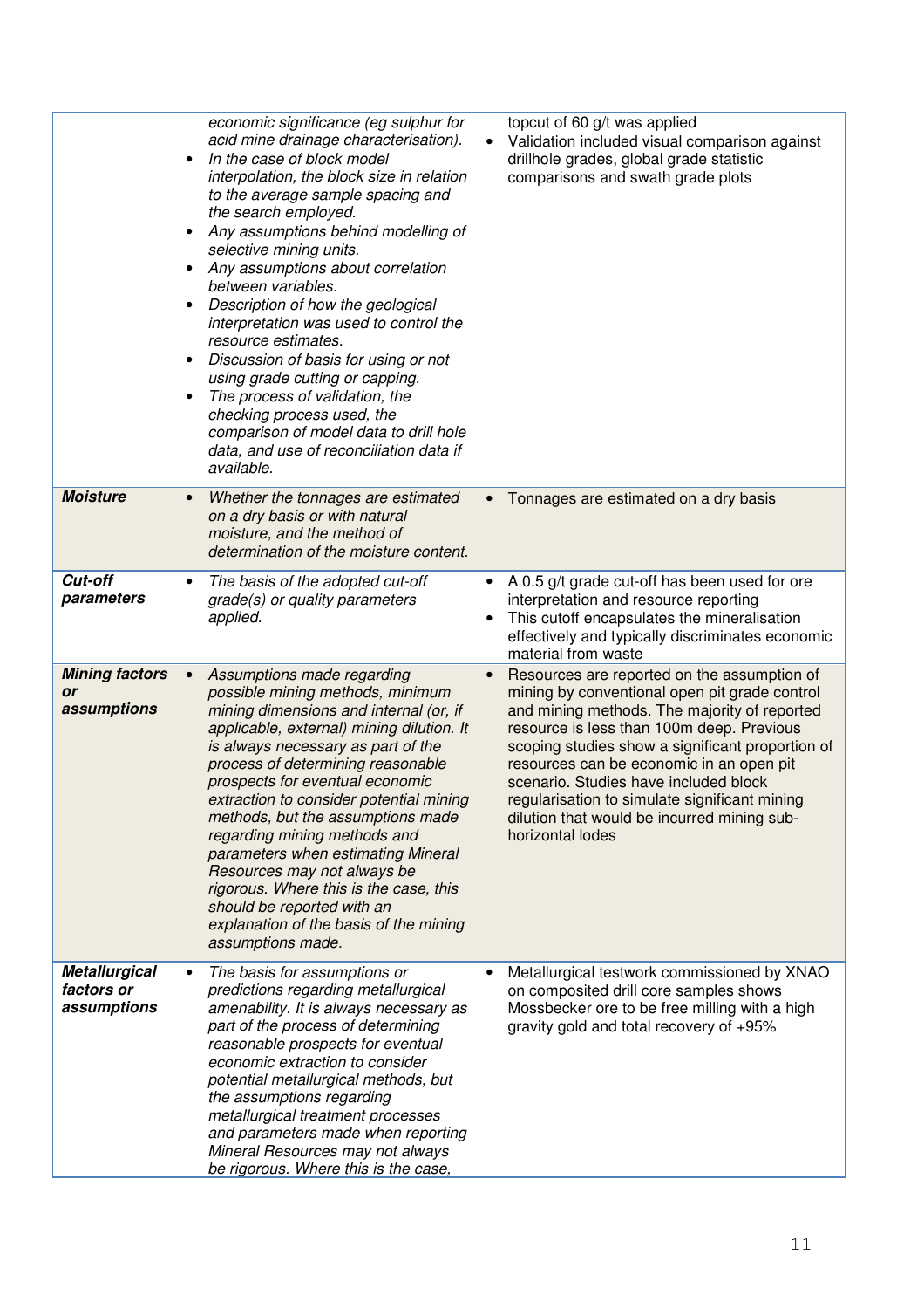| | | |
|---|---|---|
| | *economic significance (eg sulphur for acid mine drainage characterisation).*<br>• *In the case of block model interpolation, the block size in relation to the average sample spacing and the search employed.*<br>• *Any assumptions behind modelling of selective mining units.*<br>• *Any assumptions about correlation between variables.*<br>• *Description of how the geological interpretation was used to control the resource estimates.*<br>• *Discussion of basis for using or not using grade cutting or capping.*<br>• *The process of validation, the checking process used, the comparison of model data to drill hole data, and use of reconciliation data if available.* | topcut of 60 g/t was applied<br>• Validation included visual comparison against drillhole grades, global grade statistic comparisons and swath grade plots |
| ***Moisture*** | • *Whether the tonnages are estimated on a dry basis or with natural moisture, and the method of determination of the moisture content.* | • Tonnages are estimated on a dry basis |
| ***Cut-off parameters*** | • *The basis of the adopted cut-off grade(s) or quality parameters applied.* | • A 0.5 g/t grade cut-off has been used for ore interpretation and resource reporting<br>• This cutoff encapsulates the mineralisation effectively and typically discriminates economic material from waste |
| ***Mining factors or assumptions*** | • *Assumptions made regarding possible mining methods, minimum mining dimensions and internal (or, if applicable, external) mining dilution. It is always necessary as part of the process of determining reasonable prospects for eventual economic extraction to consider potential mining methods, but the assumptions made regarding mining methods and parameters when estimating Mineral Resources may not always be rigorous. Where this is the case, this should be reported with an explanation of the basis of the mining assumptions made.* | • Resources are reported on the assumption of mining by conventional open pit grade control and mining methods. The majority of reported resource is less than 100m deep. Previous scoping studies show a significant proportion of resources can be economic in an open pit scenario. Studies have included block regularisation to simulate significant mining dilution that would be incurred mining sub-horizontal lodes |
| ***Metallurgical factors or assumptions*** | • *The basis for assumptions or predictions regarding metallurgical amenability. It is always necessary as part of the process of determining reasonable prospects for eventual economic extraction to consider potential metallurgical methods, but the assumptions regarding metallurgical treatment processes and parameters made when reporting Mineral Resources may not always be rigorous. Where this is the case,* | • Metallurgical testwork commissioned by XNAO on composited drill core samples shows Mossbecker ore to be free milling with a high gravity gold and total recovery of +95% |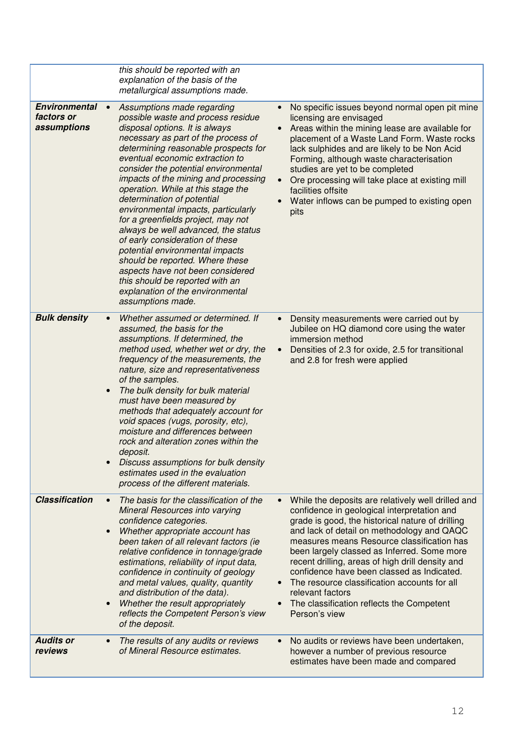| | | |
|---|---|---|
| | *this should be reported with an explanation of the basis of the metallurgical assumptions made.* | |
| ***Environmental factors or assumptions*** | • *Assumptions made regarding possible waste and process residue disposal options. It is always necessary as part of the process of determining reasonable prospects for eventual economic extraction to consider the potential environmental impacts of the mining and processing operation. While at this stage the determination of potential environmental impacts, particularly for a greenfields project, may not always be well advanced, the status of early consideration of these potential environmental impacts should be reported. Where these aspects have not been considered this should be reported with an explanation of the environmental assumptions made.* | • No specific issues beyond normal open pit mine licensing are envisaged<br>• Areas within the mining lease are available for placement of a Waste Land Form. Waste rocks lack sulphides and are likely to be Non Acid Forming, although waste characterisation studies are yet to be completed<br>• Ore processing will take place at existing mill facilities offsite<br>• Water inflows can be pumped to existing open pits |
| ***Bulk density*** | • *Whether assumed or determined. If assumed, the basis for the assumptions. If determined, the method used, whether wet or dry, the frequency of the measurements, the nature, size and representativeness of the samples.*<br>• *The bulk density for bulk material must have been measured by methods that adequately account for void spaces (vugs, porosity, etc), moisture and differences between rock and alteration zones within the deposit.*<br>• *Discuss assumptions for bulk density estimates used in the evaluation process of the different materials.* | • Density measurements were carried out by Jubilee on HQ diamond core using the water immersion method<br>• Densities of 2.3 for oxide, 2.5 for transitional and 2.8 for fresh were applied |
| ***Classification*** | • *The basis for the classification of the Mineral Resources into varying confidence categories.*<br>• *Whether appropriate account has been taken of all relevant factors (ie relative confidence in tonnage/grade estimations, reliability of input data, confidence in continuity of geology and metal values, quality, quantity and distribution of the data).*<br>• *Whether the result appropriately reflects the Competent Person's view of the deposit.* | • While the deposits are relatively well drilled and confidence in geological interpretation and grade is good, the historical nature of drilling and lack of detail on methodology and QAQC measures means Resource classification has been largely classed as Inferred. Some more recent drilling, areas of high drill density and confidence have been classed as Indicated.<br>• The resource classification accounts for all relevant factors<br>• The classification reflects the Competent Person's view |
| ***Audits or reviews*** | • *The results of any audits or reviews of Mineral Resource estimates.* | • No audits or reviews have been undertaken, however a number of previous resource estimates have been made and compared |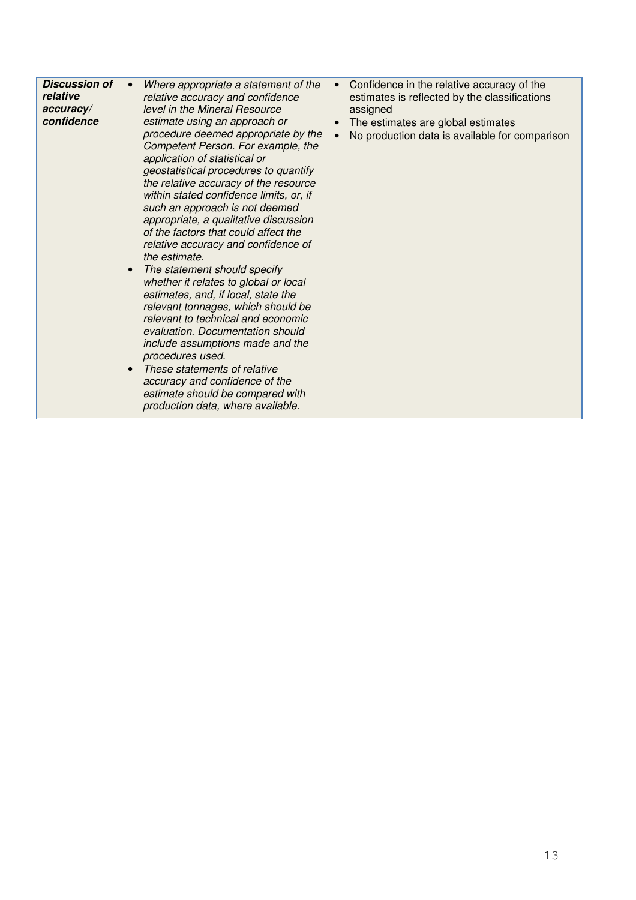| | | |
|---|---|---|
| ***Discussion of relative accuracy/ confidence*** | • *Where appropriate a statement of the relative accuracy and confidence level in the Mineral Resource estimate using an approach or procedure deemed appropriate by the Competent Person. For example, the application of statistical or geostatistical procedures to quantify the relative accuracy of the resource within stated confidence limits, or, if such an approach is not deemed appropriate, a qualitative discussion of the factors that could affect the relative accuracy and confidence of the estimate.*<br>• *The statement should specify whether it relates to global or local estimates, and, if local, state the relevant tonnages, which should be relevant to technical and economic evaluation. Documentation should include assumptions made and the procedures used.*<br>• *These statements of relative accuracy and confidence of the estimate should be compared with production data, where available.* | • Confidence in the relative accuracy of the estimates is reflected by the classifications assigned<br>• The estimates are global estimates<br>• No production data is available for comparison |